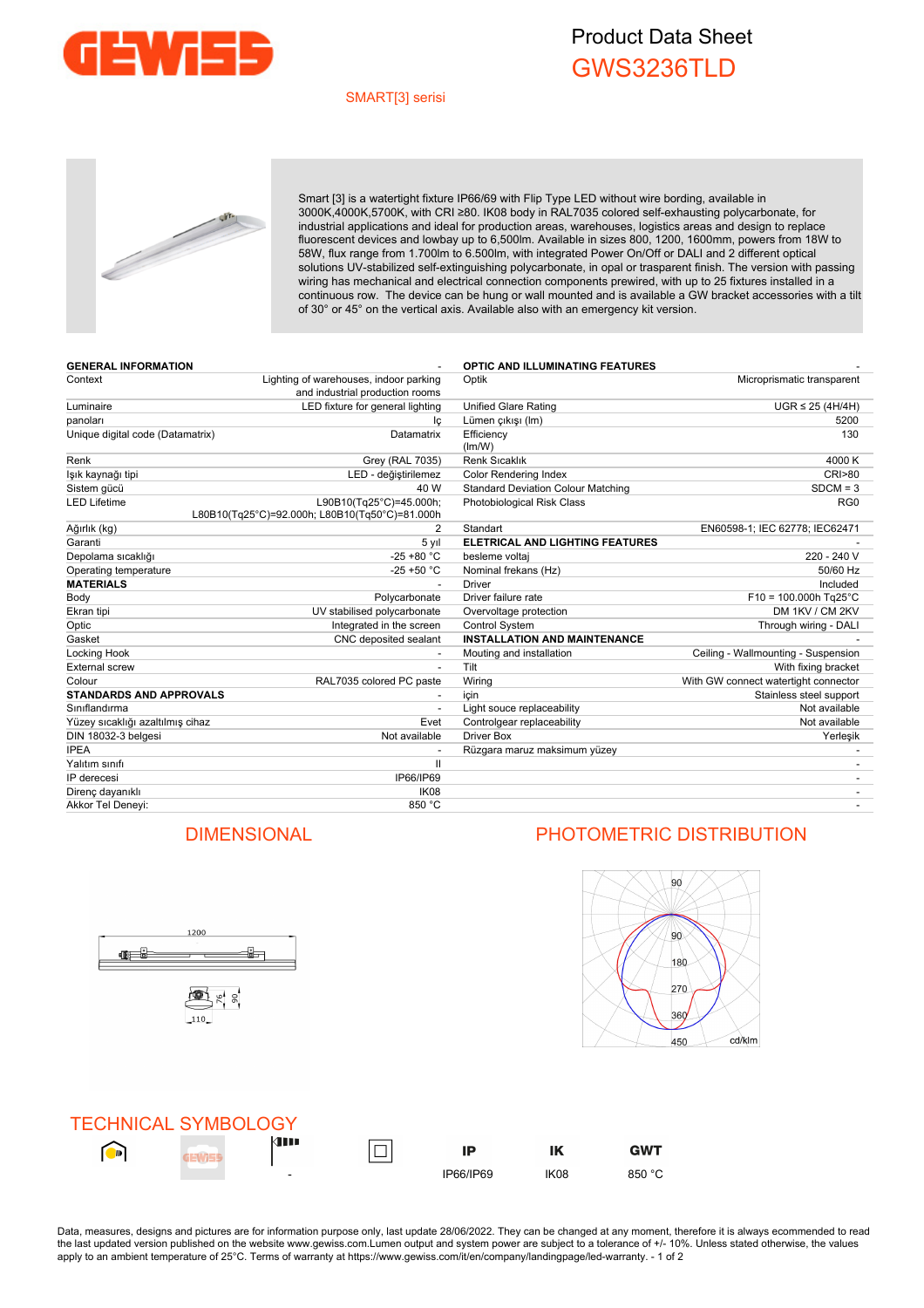# Product Data Sheet

## GWS3236TLD

SMART[3] serisi

Smart [3] is a watertight fixture IP66/69 with Flip Type LED without wire bording, available in 3000K,4000K,5700K, with CRI ≥80. IK08 body in RAL7035 colored self-exhausting polycarbonate, for industrial applications and ideal for production areas, warehouses, logistics areas and design to replace fluorescent devices and lowbay up to 6,500lm. Available in sizes 800, 1200, 1600mm, powers from 18W to 58W, flux range from 1.700lm to 6.500lm, with integrated Power On/Off or DALI and 2 different optical solutions UV-stabilized self-extinguishing polycarbonate, in opal or trasparent finish. The version with passing wiring has mechanical and electrical connection components prewired, with up to 25 fixtures installed in a continuous row. The device can be hung or wall mounted and is available a GW bracket accessories with a tilt of 30° or 45° on the vertical axis. Available also with an emergency kit version.

| **GENERAL INFORMATION** | - |
|---|---|
| Context | Lighting of warehouses, indoor parking and industrial production rooms |
| Luminaire | LED fixture for general lighting |
| panoları | İç |
| Unique digital code (Datamatrix) | Datamatrix |
| Renk | Grey (RAL 7035) |
| Işık kaynağı tipi | LED - değiştirilemez |
| Sistem gücü | 40 W |
| LED Lifetime | L90B10(Tq25°C)=45.000h; L80B10(Tq25°C)=92.000h; L80B10(Tq50°C)=81.000h |
| Ağırlık (kg) | 2 |
| Garanti | 5 yıl |
| Depolama sıcaklığı | -25 +80 °C |
| Operating temperature | -25 +50 °C |
| **MATERIALS** | - |
| Body | Polycarbonate |
| Ekran tipi | UV stabilised polycarbonate |
| Optic | Integrated in the screen |
| Gasket | CNC deposited sealant |
| Locking Hook | - |
| External screw | - |
| Colour | RAL7035 colored PC paste |
| **STANDARDS AND APPROVALS** | - |
| Sınıflandırma | - |
| Yüzey sıcaklığı azaltılmış cihaz | Evet |
| DIN 18032-3 belgesi | Not available |
| IPEA | - |
| Yalıtım sınıfı | II |
| IP derecesi | IP66/IP69 |
| Direnç dayanıklı | IK08 |
| Akkor Tel Deneyi: | 850 °C |

| **OPTIC AND ILLUMINATING FEATURES** | - |
|---|---|
| Optik | Microprismatic transparent |
| Unified Glare Rating | UGR ≤ 25 (4H/4H) |
| Lümen çıkışı (lm) | 5200 |
| Efficiency (lm/W) | 130 |
| Renk Sıcaklık | 4000 K |
| Color Rendering Index | CRI>80 |
| Standard Deviation Colour Matching | SDCM = 3 |
| Photobiological Risk Class | RG0 |
| Standart | EN60598-1; IEC 62778; IEC62471 |
| **ELETRICAL AND LIGHTING FEATURES** | - |
| besleme voltaj | 220 - 240 V |
| Nominal frekans (Hz) | 50/60 Hz |
| Driver | Included |
| Driver failure rate | F10 = 100.000h Tq25°C |
| Overvoltage protection | DM 1KV / CM 2KV |
| Control System | Through wiring - DALI |
| **INSTALLATION AND MAINTENANCE** | - |
| Mouting and installation | Ceiling - Wallmounting - Suspension |
| Tilt | With fixing bracket |
| Wiring | With GW connect watertight connector |
| için | Stainless steel support |
| Light souce replaceability | Not available |
| Controlgear replaceability | Not available |
| Driver Box | Yerleşik |
| Rüzgara maruz maksimum yüzey | - |

## DIMENSIONAL

1200

76 90

110

## PHOTOMETRIC DISTRIBUTION

90 90 180 270 360 450 cd/klm

## TECHNICAL SYMBOLOGY

| | | | | IP | IK | GWT |
|---|---|---|---|---|---|---|
| | | - | | IP66/IP69 | IK08 | 850 °C |

Data, measures, designs and pictures are for information purpose only, last update 28/06/2022. They can be changed at any moment, therefore it is always ecommended to read the last updated version published on the website www.gewiss.com.Lumen output and system power are subject to a tolerance of +/- 10%. Unless stated otherwise, the values apply to an ambient temperature of 25°C. Terms of warranty at https://www.gewiss.com/it/en/company/landingpage/led-warranty.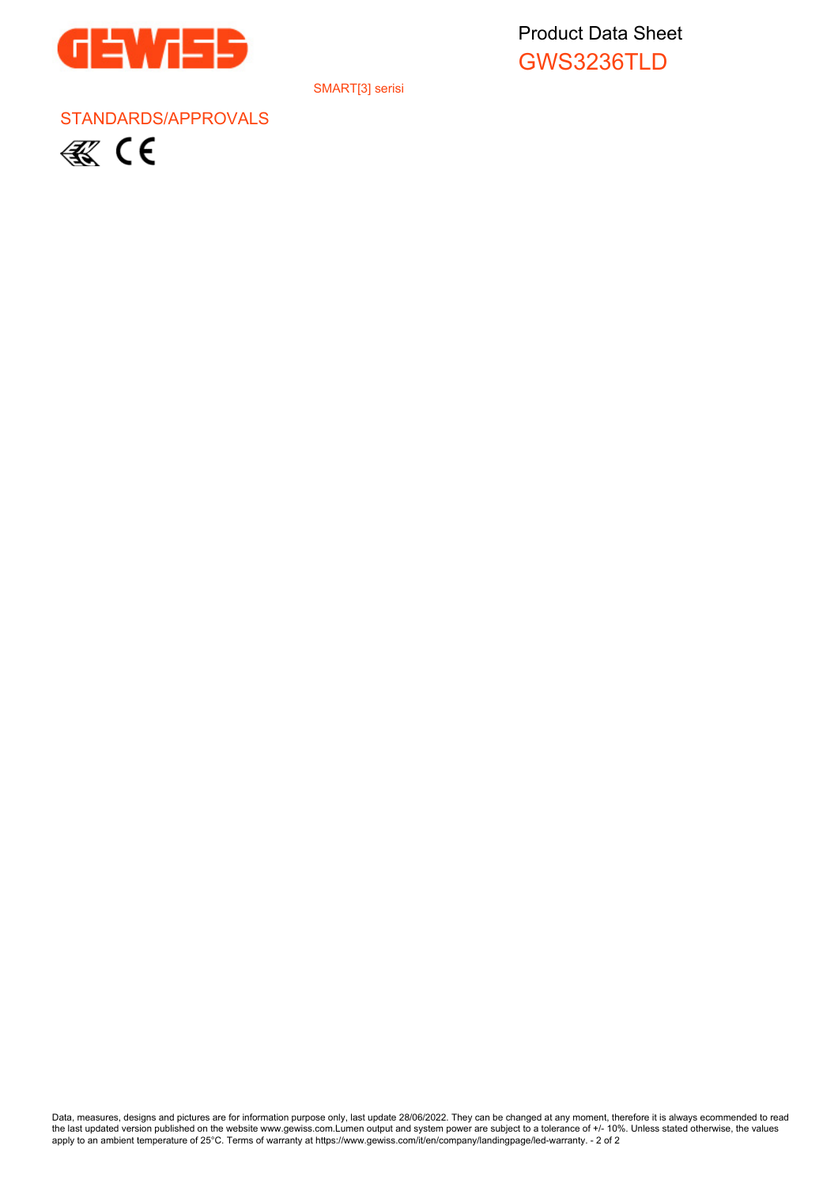Product Data Sheet

GWS3236TLD

SMART[3] serisi

## STANDARDS/APPROVALS

Data, measures, designs and pictures are for information purpose only, last update 28/06/2022. They can be changed at any moment, therefore it is always ecommended to read the last updated version published on the website www.gewiss.com.Lumen output and system power are subject to a tolerance of +/- 10%. Unless stated otherwise, the values apply to an ambient temperature of 25°C. Terms of warranty at https://www.gewiss.com/it/en/company/landingpage/led-warranty.